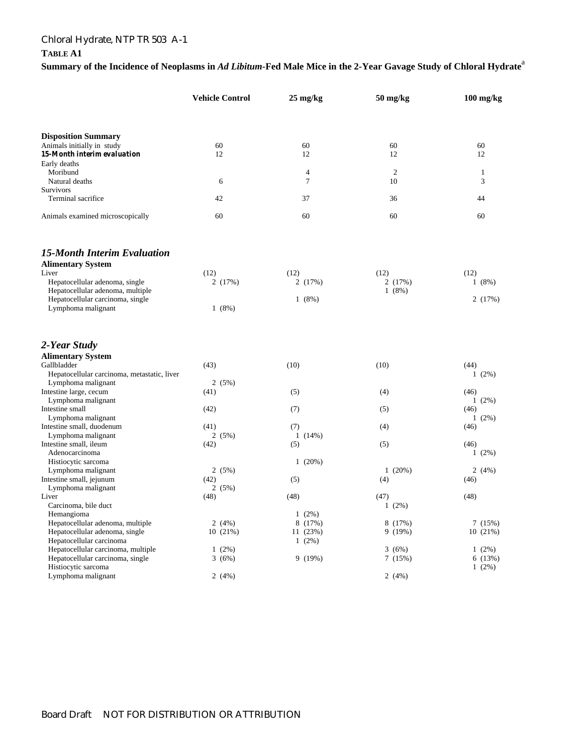**TABLE A1**

**Summary of the Incidence of Neoplasms in *Ad Libitum*-Fed Male Mice in the 2-Year Gavage Study of Chloral Hydrate**[a]

| | Vehicle Control | 25 mg/kg | 50 mg/kg | 100 mg/kg |
|---|---|---|---|---|
| **Disposition Summary** | | | | |
| Animals initially in study | 60 | 60 | 60 | 60 |
| ***15-Month interim evaluation*** | 12 | 12 | 12 | 12 |
| Early deaths | | | | |
| Moribund | | 4 | 2 | 1 |
| Natural deaths | 6 | 7 | 10 | 3 |
| Survivors | | | | |
| Terminal sacrifice | 42 | 37 | 36 | 44 |
| Animals examined microscopically | 60 | 60 | 60 | 60 |
| ***15-Month Interim Evaluation*** | | | | |
| **Alimentary System** | | | | |
| Liver | (12) | (12) | (12) | (12) |
| Hepatocellular adenoma, single | 2 (17%) | 2 (17%) | 2 (17%) | 1 (8%) |
| Hepatocellular adenoma, multiple | | | 1 (8%) | |
| Hepatocellular carcinoma, single | | 1 (8%) | | 2 (17%) |
| Lymphoma malignant | 1 (8%) | | | |
| ***2-Year Study*** | | | | |
| **Alimentary System** | | | | |
| Gallbladder | (43) | (10) | (10) | (44) |
| Hepatocellular carcinoma, metastatic, liver | | | | 1 (2%) |
| Lymphoma malignant | 2 (5%) | | | |
| Intestine large, cecum | (41) | (5) | (4) | (46) |
| Lymphoma malignant | | | | 1 (2%) |
| Intestine small | (42) | (7) | (5) | (46) |
| Lymphoma malignant | | | | 1 (2%) |
| Intestine small, duodenum | (41) | (7) | (4) | (46) |
| Lymphoma malignant | 2 (5%) | 1 (14%) | | |
| Intestine small, ileum | (42) | (5) | (5) | (46) |
| Adenocarcinoma | | | | 1 (2%) |
| Histiocytic sarcoma | | 1 (20%) | | |
| Lymphoma malignant | 2 (5%) | | 1 (20%) | 2 (4%) |
| Intestine small, jejunum | (42) | (5) | (4) | (46) |
| Lymphoma malignant | 2 (5%) | | | |
| Liver | (48) | (48) | (47) | (48) |
| Carcinoma, bile duct | | | 1 (2%) | |
| Hemangioma | | 1 (2%) | | |
| Hepatocellular adenoma, multiple | 2 (4%) | 8 (17%) | 8 (17%) | 7 (15%) |
| Hepatocellular adenoma, single | 10 (21%) | 11 (23%) | 9 (19%) | 10 (21%) |
| Hepatocellular carcinoma | | 1 (2%) | | |
| Hepatocellular carcinoma, multiple | 1 (2%) | | 3 (6%) | 1 (2%) |
| Hepatocellular carcinoma, single | 3 (6%) | 9 (19%) | 7 (15%) | 6 (13%) |
| Histiocytic sarcoma | | | | 1 (2%) |
| Lymphoma malignant | 2 (4%) | | 2 (4%) | |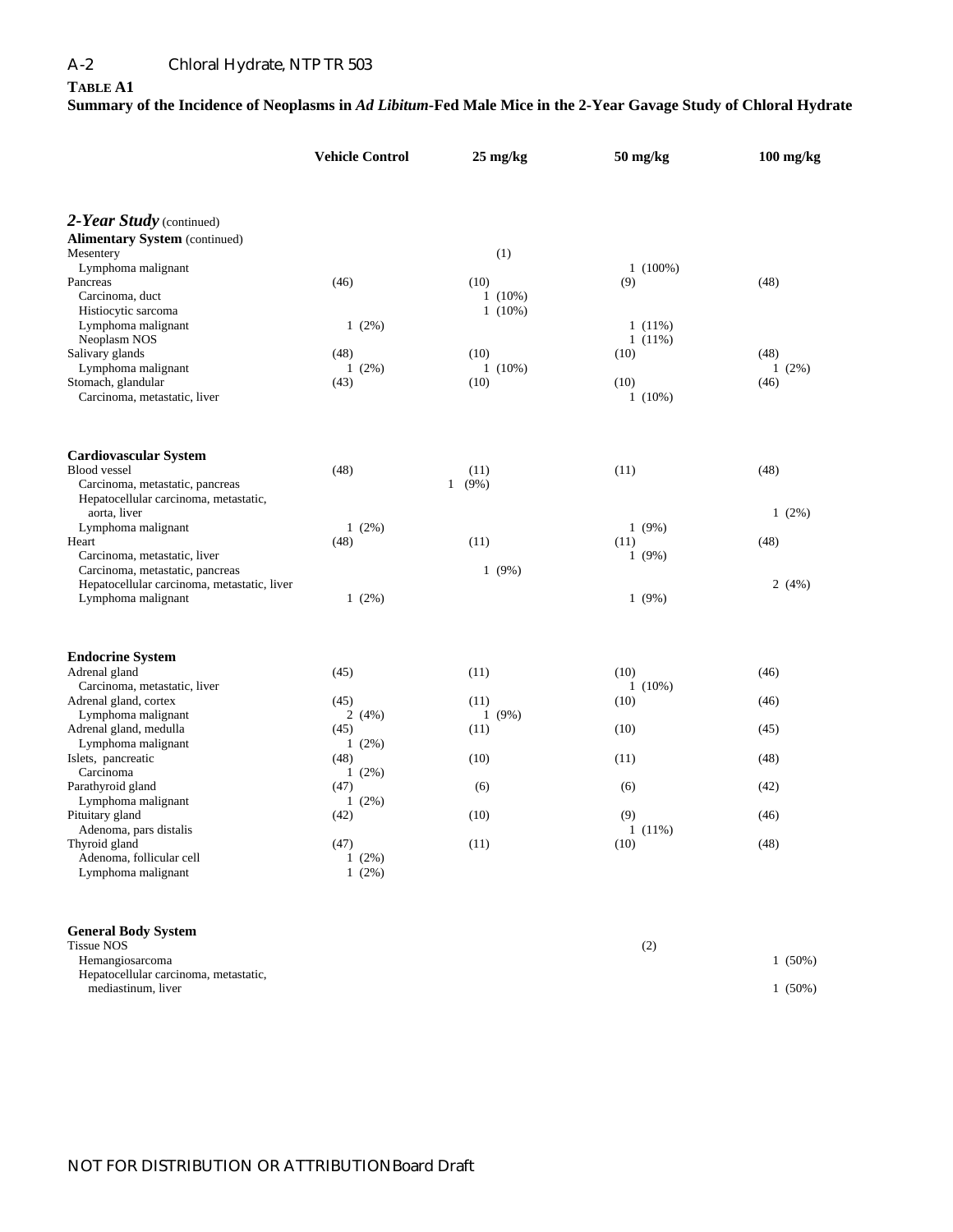**TABLE A1**
**Summary of the Incidence of Neoplasms in *Ad Libitum*-Fed Male Mice in the 2-Year Gavage Study of Chloral Hydrate**

| | Vehicle Control | 25 mg/kg | 50 mg/kg | 100 mg/kg |
|---|---|---|---|---|
| ***2-Year Study*** (continued) | | | | |
| **Alimentary System** (continued) | | | | |
| Mesentery | | (1) | | |
| Lymphoma malignant | | | 1 (100%) | |
| Pancreas | (46) | (10) | (9) | (48) |
| Carcinoma, duct | | 1 (10%) | | |
| Histiocytic sarcoma | | 1 (10%) | | |
| Lymphoma malignant | 1 (2%) | | 1 (11%) | |
| Neoplasm NOS | | | 1 (11%) | |
| Salivary glands | (48) | (10) | (10) | (48) |
| Lymphoma malignant | 1 (2%) | 1 (10%) | | 1 (2%) |
| Stomach, glandular | (43) | (10) | (10) | (46) |
| Carcinoma, metastatic, liver | | | 1 (10%) | |
| | | | | |
| **Cardiovascular System** | | | | |
| Blood vessel | (48) | (11) | (11) | (48) |
| Carcinoma, metastatic, pancreas | | 1 (9%) | | |
| Hepatocellular carcinoma, metastatic, aorta, liver | | | | 1 (2%) |
| Lymphoma malignant | 1 (2%) | | 1 (9%) | |
| Heart | (48) | (11) | (11) | (48) |
| Carcinoma, metastatic, liver | | | 1 (9%) | |
| Carcinoma, metastatic, pancreas | | 1 (9%) | | |
| Hepatocellular carcinoma, metastatic, liver | | | | 2 (4%) |
| Lymphoma malignant | 1 (2%) | | 1 (9%) | |
| | | | | |
| **Endocrine System** | | | | |
| Adrenal gland | (45) | (11) | (10) | (46) |
| Carcinoma, metastatic, liver | | | 1 (10%) | |
| Adrenal gland, cortex | (45) | (11) | (10) | (46) |
| Lymphoma malignant | 2 (4%) | 1 (9%) | | |
| Adrenal gland, medulla | (45) | (11) | (10) | (45) |
| Lymphoma malignant | 1 (2%) | | | |
| Islets, pancreatic | (48) | (10) | (11) | (48) |
| Carcinoma | 1 (2%) | | | |
| Parathyroid gland | (47) | (6) | (6) | (42) |
| Lymphoma malignant | 1 (2%) | | | |
| Pituitary gland | (42) | (10) | (9) | (46) |
| Adenoma, pars distalis | | | 1 (11%) | |
| Thyroid gland | (47) | (11) | (10) | (48) |
| Adenoma, follicular cell | 1 (2%) | | | |
| Lymphoma malignant | 1 (2%) | | | |
| | | | | |
| **General Body System** | | | | |
| Tissue NOS | | | (2) | |
| Hemangiosarcoma | | | | 1 (50%) |
| Hepatocellular carcinoma, metastatic, mediastinum, liver | | | | 1 (50%) |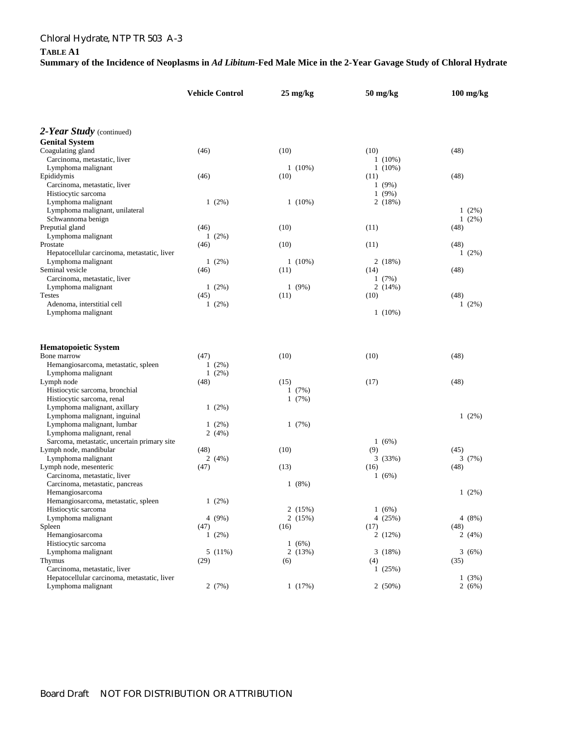**TABLE A1**
**Summary of the Incidence of Neoplasms in *Ad Libitum*-Fed Male Mice in the 2-Year Gavage Study of Chloral Hydrate**

| | Vehicle Control | 25 mg/kg | 50 mg/kg | 100 mg/kg |
|---|---|---|---|---|
| ***2-Year Study*** (continued) | | | | |
| **Genital System** | | | | |
| Coagulating gland | (46) | (10) | (10) | (48) |
| Carcinoma, metastatic, liver | | | 1 (10%) | |
| Lymphoma malignant | | 1 (10%) | 1 (10%) | |
| Epididymis | (46) | (10) | (11) | (48) |
| Carcinoma, metastatic, liver | | | 1 (9%) | |
| Histiocytic sarcoma | | | 1 (9%) | |
| Lymphoma malignant | 1 (2%) | 1 (10%) | 2 (18%) | |
| Lymphoma malignant, unilateral | | | | 1 (2%) |
| Schwannoma benign | | | | 1 (2%) |
| Preputial gland | (46) | (10) | (11) | (48) |
| Lymphoma malignant | 1 (2%) | | | |
| Prostate | (46) | (10) | (11) | (48) |
| Hepatocellular carcinoma, metastatic, liver | | | | 1 (2%) |
| Lymphoma malignant | 1 (2%) | 1 (10%) | 2 (18%) | |
| Seminal vesicle | (46) | (11) | (14) | (48) |
| Carcinoma, metastatic, liver | | | 1 (7%) | |
| Lymphoma malignant | 1 (2%) | 1 (9%) | 2 (14%) | |
| Testes | (45) | (11) | (10) | (48) |
| Adenoma, interstitial cell | 1 (2%) | | | 1 (2%) |
| Lymphoma malignant | | | 1 (10%) | |
| **Hematopoietic System** | | | | |
| Bone marrow | (47) | (10) | (10) | (48) |
| Hemangiosarcoma, metastatic, spleen | 1 (2%) | | | |
| Lymphoma malignant | 1 (2%) | | | |
| Lymph node | (48) | (15) | (17) | (48) |
| Histiocytic sarcoma, bronchial | | 1 (7%) | | |
| Histiocytic sarcoma, renal | | 1 (7%) | | |
| Lymphoma malignant, axillary | 1 (2%) | | | |
| Lymphoma malignant, inguinal | | | | 1 (2%) |
| Lymphoma malignant, lumbar | 1 (2%) | 1 (7%) | | |
| Lymphoma malignant, renal | 2 (4%) | | | |
| Sarcoma, metastatic, uncertain primary site | | | 1 (6%) | |
| Lymph node, mandibular | (48) | (10) | (9) | (45) |
| Lymphoma malignant | 2 (4%) | | 3 (33%) | 3 (7%) |
| Lymph node, mesenteric | (47) | (13) | (16) | (48) |
| Carcinoma, metastatic, liver | | | 1 (6%) | |
| Carcinoma, metastatic, pancreas | | 1 (8%) | | |
| Hemangiosarcoma | | | | 1 (2%) |
| Hemangiosarcoma, metastatic, spleen | 1 (2%) | | | |
| Histiocytic sarcoma | | 2 (15%) | 1 (6%) | |
| Lymphoma malignant | 4 (9%) | 2 (15%) | 4 (25%) | 4 (8%) |
| Spleen | (47) | (16) | (17) | (48) |
| Hemangiosarcoma | 1 (2%) | | 2 (12%) | 2 (4%) |
| Histiocytic sarcoma | | 1 (6%) | | |
| Lymphoma malignant | 5 (11%) | 2 (13%) | 3 (18%) | 3 (6%) |
| Thymus | (29) | (6) | (4) | (35) |
| Carcinoma, metastatic, liver | | | 1 (25%) | |
| Hepatocellular carcinoma, metastatic, liver | | | | 1 (3%) |
| Lymphoma malignant | 2 (7%) | 1 (17%) | 2 (50%) | 2 (6%) |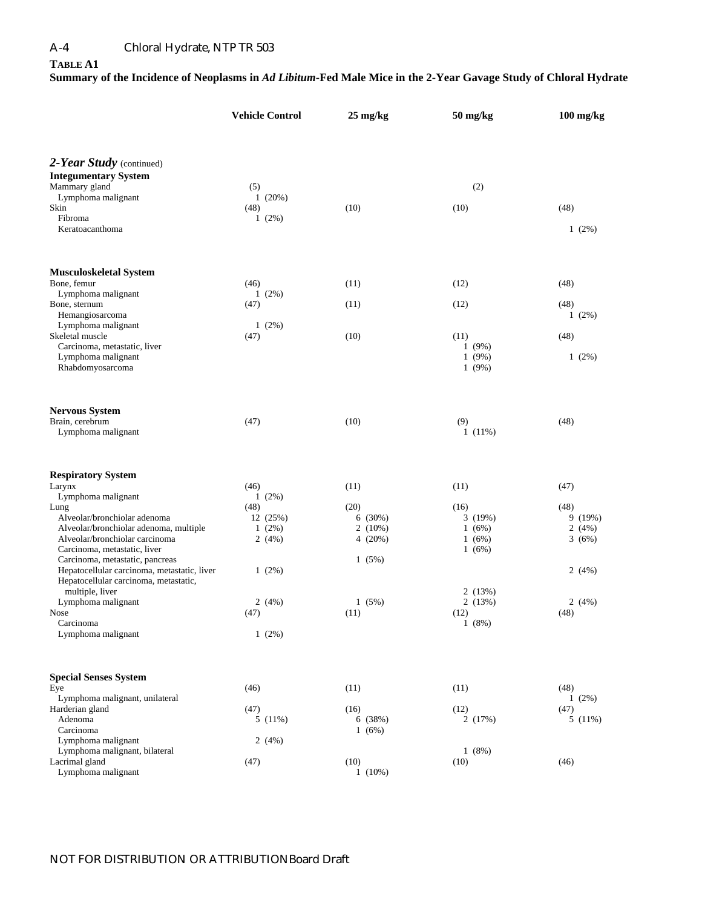**TABLE A1**
**Summary of the Incidence of Neoplasms in *Ad Libitum*-Fed Male Mice in the 2-Year Gavage Study of Chloral Hydrate**

| | Vehicle Control | 25 mg/kg | 50 mg/kg | 100 mg/kg |
|---|---|---|---|---|
| ***2-Year Study*** (continued) | | | | |
| **Integumentary System** | | | | |
| Mammary gland | (5) | | (2) | |
| Lymphoma malignant | 1 (20%) | | | |
| Skin | (48) | (10) | (10) | (48) |
| Fibroma | 1 (2%) | | | |
| Keratoacanthoma | | | | 1 (2%) |
| **Musculoskeletal System** | | | | |
| Bone, femur | (46) | (11) | (12) | (48) |
| Lymphoma malignant | 1 (2%) | | | |
| Bone, sternum | (47) | (11) | (12) | (48) |
| Hemangiosarcoma | | | | 1 (2%) |
| Lymphoma malignant | 1 (2%) | | | |
| Skeletal muscle | (47) | (10) | (11) | (48) |
| Carcinoma, metastatic, liver | | | 1 (9%) | |
| Lymphoma malignant | | | 1 (9%) | 1 (2%) |
| Rhabdomyosarcoma | | | 1 (9%) | |
| **Nervous System** | | | | |
| Brain, cerebrum | (47) | (10) | (9) | (48) |
| Lymphoma malignant | | | 1 (11%) | |
| **Respiratory System** | | | | |
| Larynx | (46) | (11) | (11) | (47) |
| Lymphoma malignant | 1 (2%) | | | |
| Lung | (48) | (20) | (16) | (48) |
| Alveolar/bronchiolar adenoma | 12 (25%) | 6 (30%) | 3 (19%) | 9 (19%) |
| Alveolar/bronchiolar adenoma, multiple | 1 (2%) | 2 (10%) | 1 (6%) | 2 (4%) |
| Alveolar/bronchiolar carcinoma | 2 (4%) | 4 (20%) | 1 (6%) | 3 (6%) |
| Carcinoma, metastatic, liver | | | 1 (6%) | |
| Carcinoma, metastatic, pancreas | | 1 (5%) | | |
| Hepatocellular carcinoma, metastatic, liver | 1 (2%) | | | 2 (4%) |
| Hepatocellular carcinoma, metastatic, multiple, liver | | | 2 (13%) | |
| Lymphoma malignant | 2 (4%) | 1 (5%) | 2 (13%) | 2 (4%) |
| Nose | (47) | (11) | (12) | (48) |
| Carcinoma | | | 1 (8%) | |
| Lymphoma malignant | 1 (2%) | | | |
| **Special Senses System** | | | | |
| Eye | (46) | (11) | (11) | (48) |
| Lymphoma malignant, unilateral | | | | 1 (2%) |
| Harderian gland | (47) | (16) | (12) | (47) |
| Adenoma | 5 (11%) | 6 (38%) | 2 (17%) | 5 (11%) |
| Carcinoma | | 1 (6%) | | |
| Lymphoma malignant | 2 (4%) | | | |
| Lymphoma malignant, bilateral | | | 1 (8%) | |
| Lacrimal gland | (47) | (10) | (10) | (46) |
| Lymphoma malignant | | 1 (10%) | | |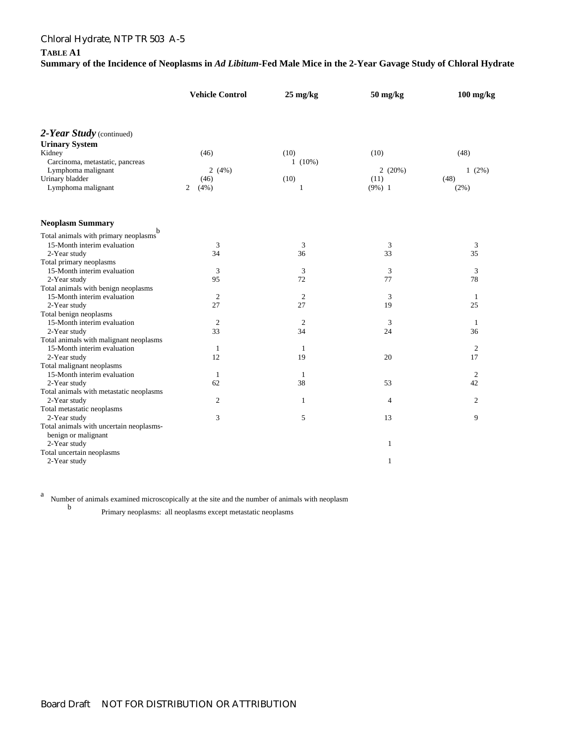**Table A1**

**Summary of the Incidence of Neoplasms in *Ad Libitum*-Fed Male Mice in the 2-Year Gavage Study of Chloral Hydrate**

| | Vehicle Control | 25 mg/kg | 50 mg/kg | 100 mg/kg |
|---|---|---|---|---|
| ***2-Year Study*** (continued) | | | | |
| **Urinary System** | | | | |
| Kidney | (46) | (10) | (10) | (48) |
| Carcinoma, metastatic, pancreas | | 1 (10%) | | |
| Lymphoma malignant | 2 (4%) | | 2 (20%) | 1 (2%) |
| Urinary bladder | (46) | (10) | (11) | (48) |
| Lymphoma malignant | 2 (4%) | 1 | (9%) 1 | (2%) |
| **Neoplasm Summary** | | | | |
| Total animals with primary neoplasms[b] | | | | |
| 15-Month interim evaluation | 3 | 3 | 3 | 3 |
| 2-Year study | 34 | 36 | 33 | 35 |
| Total primary neoplasms | | | | |
| 15-Month interim evaluation | 3 | 3 | 3 | 3 |
| 2-Year study | 95 | 72 | 77 | 78 |
| Total animals with benign neoplasms | | | | |
| 15-Month interim evaluation | 2 | 2 | 3 | 1 |
| 2-Year study | 27 | 27 | 19 | 25 |
| Total benign neoplasms | | | | |
| 15-Month interim evaluation | 2 | 2 | 3 | 1 |
| 2-Year study | 33 | 34 | 24 | 36 |
| Total animals with malignant neoplasms | | | | |
| 15-Month interim evaluation | 1 | 1 | | 2 |
| 2-Year study | 12 | 19 | 20 | 17 |
| Total malignant neoplasms | | | | |
| 15-Month interim evaluation | 1 | 1 | | 2 |
| 2-Year study | 62 | 38 | 53 | 42 |
| Total animals with metastatic neoplasms | | | | |
| 2-Year study | 2 | 1 | 4 | 2 |
| Total metastatic neoplasms | | | | |
| 2-Year study | 3 | 5 | 13 | 9 |
| Total animals with uncertain neoplasms-benign or malignant | | | | |
| 2-Year study | | | 1 | |
| Total uncertain neoplasms | | | | |
| 2-Year study | | | 1 | |

[a] Number of animals examined microscopically at the site and the number of animals with neoplasm

[b] Primary neoplasms: all neoplasms except metastatic neoplasms